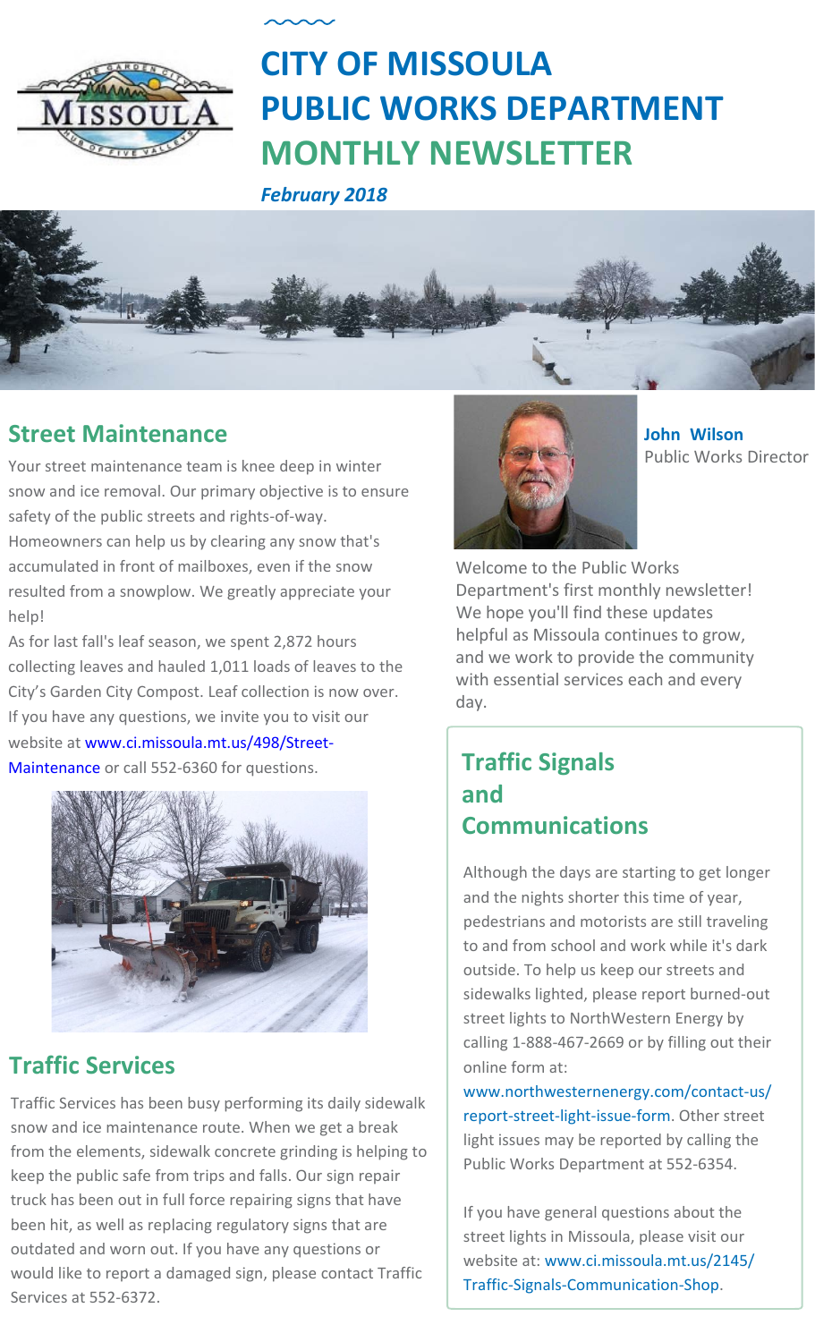# CITY OF MISSOULA PUBLIC WORKS DEPARTMENT MONTHLY NEWSLETTER

*February 2018*

## Street Maintenance

Your street maintenance team is knee deep in winter snow and ice removal. Our primary objective is to ensure safety of the public streets and rights-of-way. Homeowners can help us by clearing any snow that's accumulated in front of mailboxes, even if the snow resulted from a snowplow. We greatly appreciate your help!

As for last fall's leaf season, we spent 2,872 hours collecting leaves and hauled 1,011 loads of leaves to the City's Garden City Compost. Leaf collection is now over. If you have any questions, we invite you to visit our website at www.ci.missoula.mt.us/498/Street-Maintenance or call 552-6360 for questions.

## Traffic Services

Traffic Services has been busy performing its daily sidewalk snow and ice maintenance route. When we get a break from the elements, sidewalk concrete grinding is helping to keep the public safe from trips and falls. Our sign repair truck has been out in full force repairing signs that have been hit, as well as replacing regulatory signs that are outdated and worn out. If you have any questions or would like to report a damaged sign, please contact Traffic Services at 552-6372.

**John Wilson**
Public Works Director

Welcome to the Public Works Department's first monthly newsletter! We hope you'll find these updates helpful as Missoula continues to grow, and we work to provide the community with essential services each and every day.

## Traffic Signals and Communications

Although the days are starting to get longer and the nights shorter this time of year, pedestrians and motorists are still traveling to and from school and work while it's dark outside. To help us keep our streets and sidewalks lighted, please report burned-out street lights to NorthWestern Energy by calling 1-888-467-2669 or by filling out their online form at: www.northwesternenergy.com/contact-us/report-street-light-issue-form. Other street light issues may be reported by calling the Public Works Department at 552-6354.

If you have general questions about the street lights in Missoula, please visit our website at: www.ci.missoula.mt.us/2145/Traffic-Signals-Communication-Shop.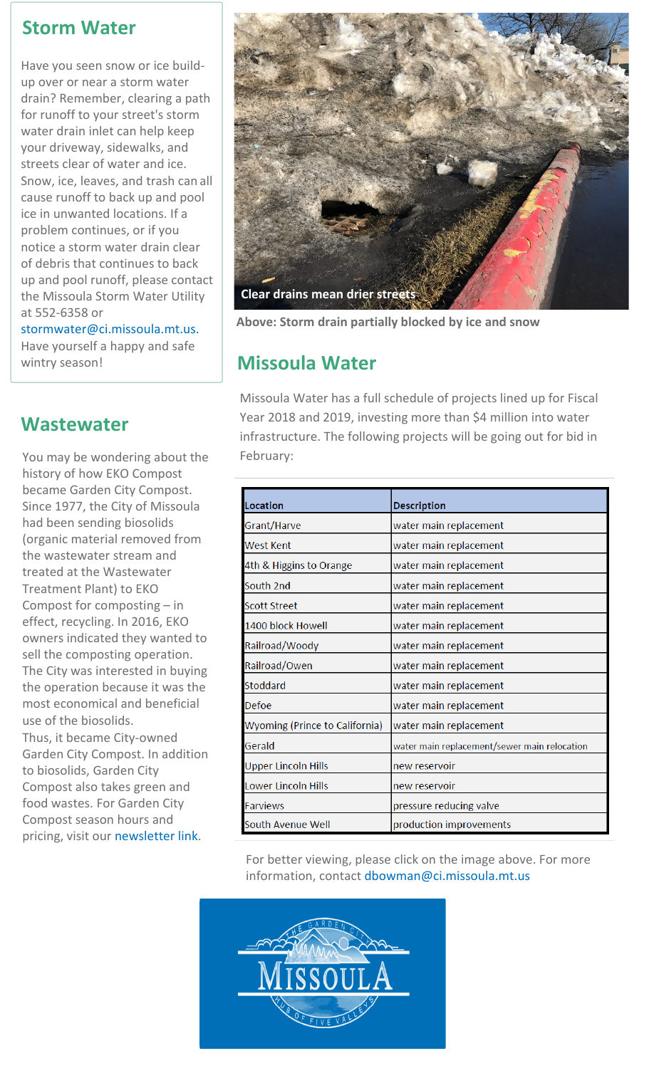## Storm Water

Have you seen snow or ice build-up over or near a storm water drain? Remember, clearing a path for runoff to your street's storm water drain inlet can help keep your driveway, sidewalks, and streets clear of water and ice. Snow, ice, leaves, and trash can all cause runoff to back up and pool ice in unwanted locations. If a problem continues, or if you notice a storm water drain clear of debris that continues to back up and pool runoff, please contact the Missoula Storm Water Utility at 552-6358 or stormwater@ci.missoula.mt.us. Have yourself a happy and safe wintry season!

Clear drains mean drier streets

**Above: Storm drain partially blocked by ice and snow**

## Wastewater

You may be wondering about the history of how EKO Compost became Garden City Compost. Since 1977, the City of Missoula had been sending biosolids (organic material removed from the wastewater stream and treated at the Wastewater Treatment Plant) to EKO Compost for composting – in effect, recycling. In 2016, EKO owners indicated they wanted to sell the composting operation. The City was interested in buying the operation because it was the most economical and beneficial use of the biosolids. Thus, it became City-owned Garden City Compost. In addition to biosolids, Garden City Compost also takes green and food wastes. For Garden City Compost season hours and pricing, visit our newsletter link.

## Missoula Water

Missoula Water has a full schedule of projects lined up for Fiscal Year 2018 and 2019, investing more than $4 million into water infrastructure. The following projects will be going out for bid in February:

| Location | Description |
|---|---|
| Grant/Harve | water main replacement |
| West Kent | water main replacement |
| 4th & Higgins to Orange | water main replacement |
| South 2nd | water main replacement |
| Scott Street | water main replacement |
| 1400 block Howell | water main replacement |
| Railroad/Woody | water main replacement |
| Railroad/Owen | water main replacement |
| Stoddard | water main replacement |
| Defoe | water main replacement |
| Wyoming (Prince to California) | water main replacement |
| Gerald | water main replacement/sewer main relocation |
| Upper Lincoln Hills | new reservoir |
| Lower Lincoln Hills | new reservoir |
| Farviews | pressure reducing valve |
| South Avenue Well | production improvements |

For better viewing, please click on the image above. For more information, contact dbowman@ci.missoula.mt.us

THE GARDEN CITY
MISSOULA
HUB OF FIVE VALLEYS